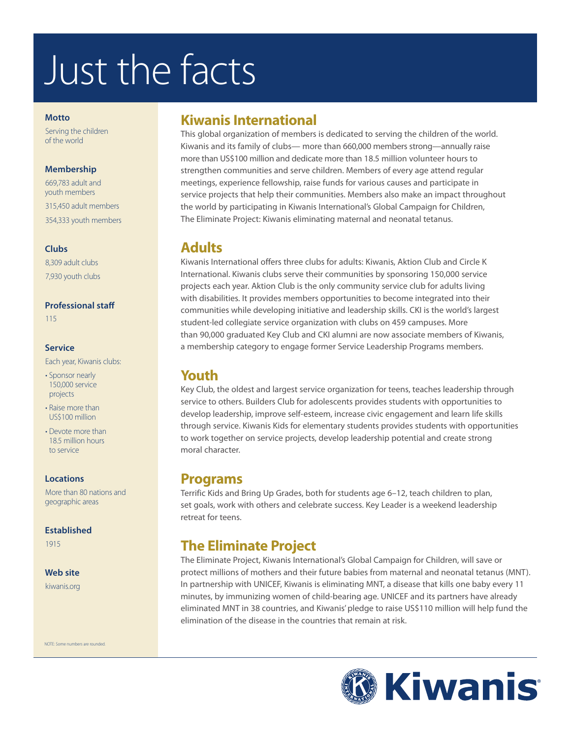# Just the facts

## Kiwanis International

This global organization of members is dedicated to serving the children of the world. Kiwanis and its family of clubs— more than 660,000 members strong—annually raise more than US$100 million and dedicate more than 18.5 million volunteer hours to strengthen communities and serve children. Members of every age attend regular meetings, experience fellowship, raise funds for various causes and participate in service projects that help their communities. Members also make an impact throughout the world by participating in Kiwanis International's Global Campaign for Children, The Eliminate Project: Kiwanis eliminating maternal and neonatal tetanus.

## Adults

Kiwanis International offers three clubs for adults: Kiwanis, Aktion Club and Circle K International. Kiwanis clubs serve their communities by sponsoring 150,000 service projects each year. Aktion Club is the only community service club for adults living with disabilities. It provides members opportunities to become integrated into their communities while developing initiative and leadership skills. CKI is the world's largest student-led collegiate service organization with clubs on 459 campuses. More than 90,000 graduated Key Club and CKI alumni are now associate members of Kiwanis, a membership category to engage former Service Leadership Programs members.

## Youth

Key Club, the oldest and largest service organization for teens, teaches leadership through service to others. Builders Club for adolescents provides students with opportunities to develop leadership, improve self-esteem, increase civic engagement and learn life skills through service. Kiwanis Kids for elementary students provides students with opportunities to work together on service projects, develop leadership potential and create strong moral character.

## Programs

Terrific Kids and Bring Up Grades, both for students age 6–12, teach children to plan, set goals, work with others and celebrate success. Key Leader is a weekend leadership retreat for teens.

## The Eliminate Project

The Eliminate Project, Kiwanis International's Global Campaign for Children, will save or protect millions of mothers and their future babies from maternal and neonatal tetanus (MNT). In partnership with UNICEF, Kiwanis is eliminating MNT, a disease that kills one baby every 11 minutes, by immunizing women of child-bearing age. UNICEF and its partners have already eliminated MNT in 38 countries, and Kiwanis' pledge to raise US$110 million will help fund the elimination of the disease in the countries that remain at risk.

**Motto**

Serving the children of the world

**Membership**

669,783 adult and youth members

315,450 adult members

354,333 youth members

**Clubs**

8,309 adult clubs

7,930 youth clubs

**Professional staff**

115

**Service**

Each year, Kiwanis clubs:

- Sponsor nearly 150,000 service projects
- Raise more than US$100 million
- Devote more than 18.5 million hours to service

**Locations**

More than 80 nations and geographic areas

**Established**

1915

**Web site**

kiwanis.org

NOTE: Some numbers are rounded.

Kiwanis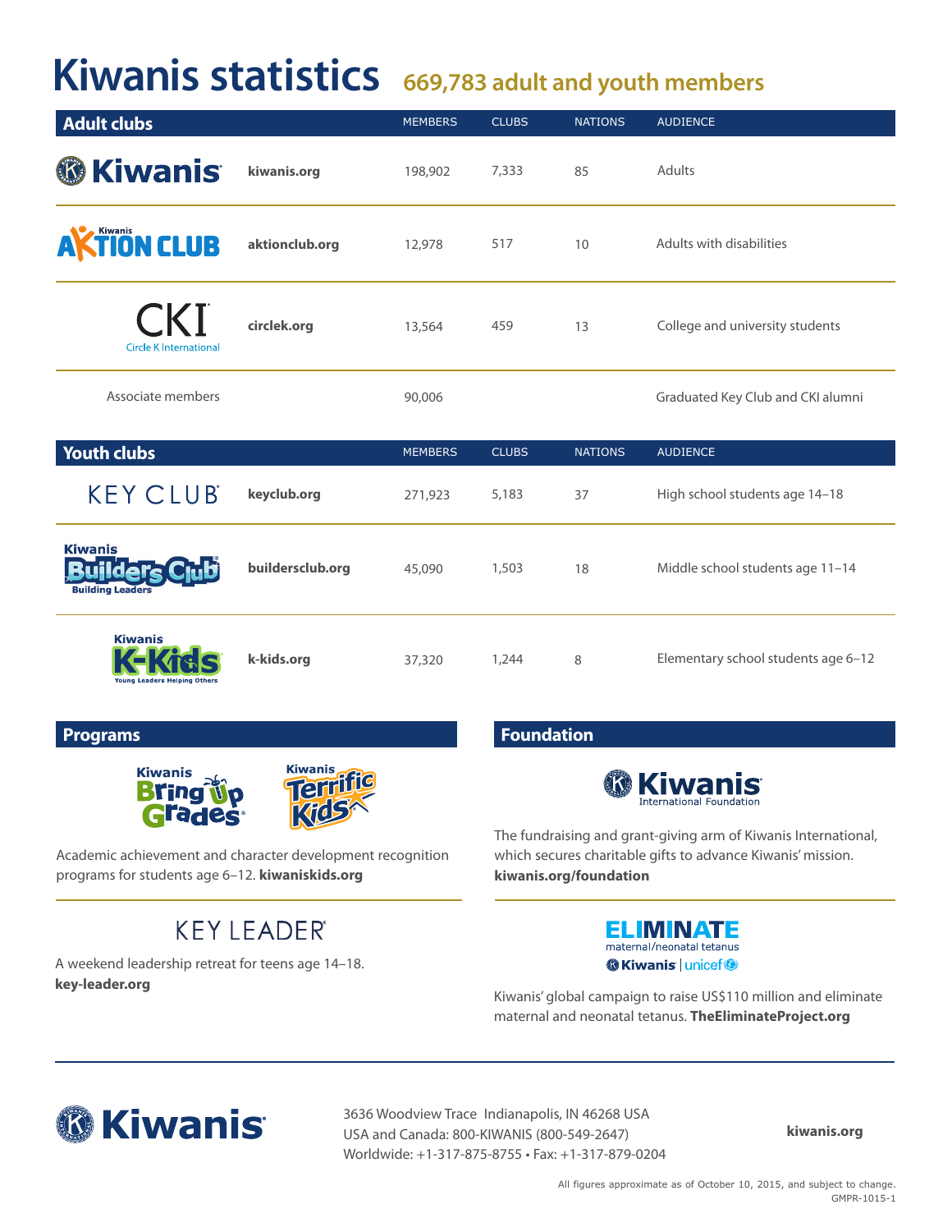# Kiwanis statistics

## 669,783 adult and youth members

| Adult clubs | | MEMBERS | CLUBS | NATIONS | AUDIENCE |
|---|---|---|---|---|---|
| Kiwanis | **kiwanis.org** | 198,902 | 7,333 | 85 | Adults |
| Kiwanis Aktion Club | **aktionclub.org** | 12,978 | 517 | 10 | Adults with disabilities |
| CKI Circle K International | **circlek.org** | 13,564 | 459 | 13 | College and university students |
| Associate members | | 90,006 | | | Graduated Key Club and CKI alumni |

| Youth clubs | | MEMBERS | CLUBS | NATIONS | AUDIENCE |
|---|---|---|---|---|---|
| Key Club | **keyclub.org** | 271,923 | 5,183 | 37 | High school students age 14–18 |
| Kiwanis Builders Club – Building Leaders | **buildersclub.org** | 45,090 | 1,503 | 18 | Middle school students age 11–14 |
| Kiwanis K-Kids – Young Leaders Helping Others | **k-kids.org** | 37,320 | 1,244 | 8 | Elementary school students age 6–12 |

## Programs

Kiwanis Bring Up Grades

Kiwanis Terrific Kids

Academic achievement and character development recognition programs for students age 6–12. **kiwaniskids.org**

KEY LEADER

A weekend leadership retreat for teens age 14–18. **key-leader.org**

## Foundation

Kiwanis International Foundation

The fundraising and grant-giving arm of Kiwanis International, which secures charitable gifts to advance Kiwanis' mission. **kiwanis.org/foundation**

ELIMINATE maternal/neonatal tetanus — Kiwanis | unicef

Kiwanis' global campaign to raise US$110 million and eliminate maternal and neonatal tetanus. **TheEliminateProject.org**

---

Kiwanis

3636 Woodview Trace Indianapolis, IN 46268 USA
USA and Canada: 800-KIWANIS (800-549-2647)
Worldwide: +1-317-875-8755 • Fax: +1-317-879-0204

**kiwanis.org**

All figures approximate as of October 10, 2015, and subject to change.
GMPR-1015-1